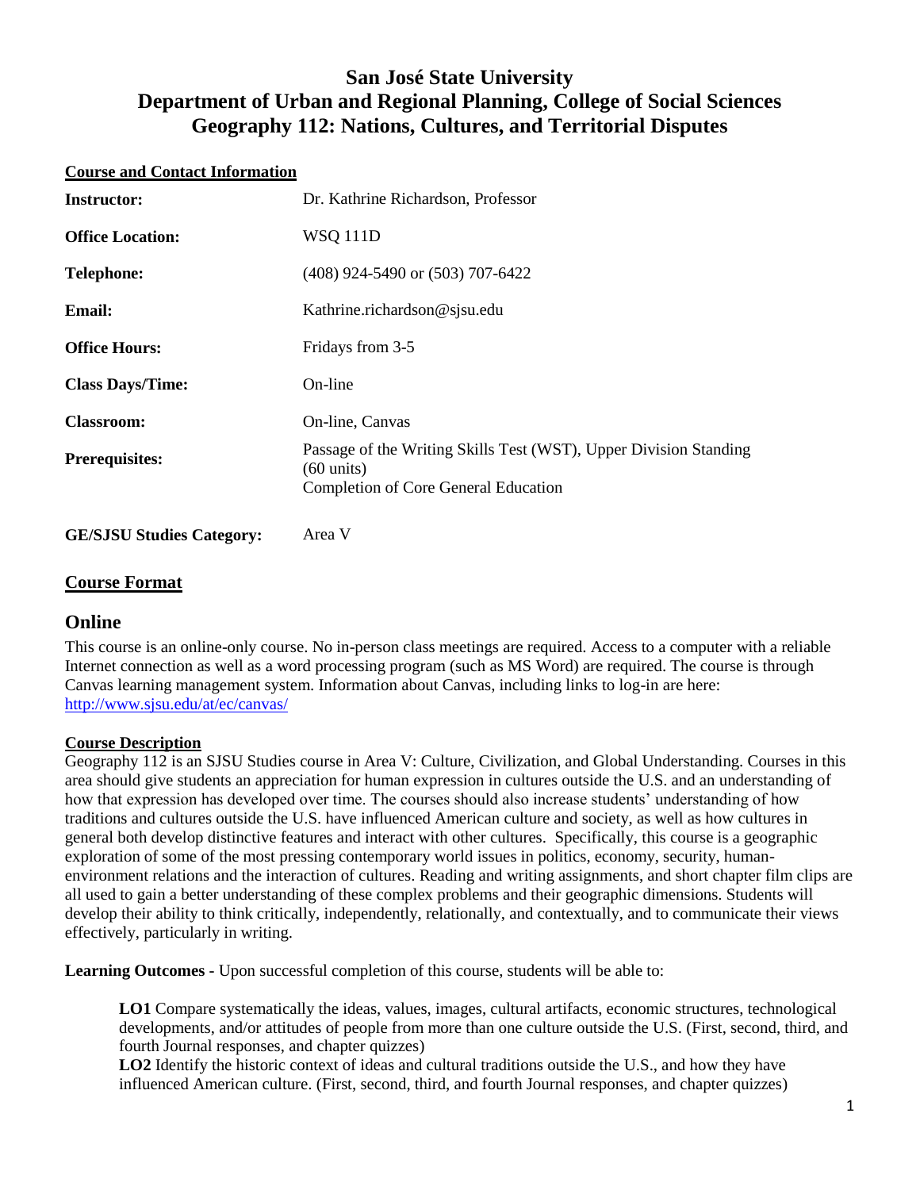# San José State University
# Department of Urban and Regional Planning, College of Social Sciences
# Geography 112: Nations, Cultures, and Territorial Disputes

## Course and Contact Information

| | |
|---|---|
| **Instructor:** | Dr. Kathrine Richardson, Professor |
| **Office Location:** | WSQ 111D |
| **Telephone:** | (408) 924-5490 or (503) 707-6422 |
| **Email:** | Kathrine.richardson@sjsu.edu |
| **Office Hours:** | Fridays from 3-5 |
| **Class Days/Time:** | On-line |
| **Classroom:** | On-line, Canvas |
| **Prerequisites:** | Passage of the Writing Skills Test (WST), Upper Division Standing (60 units) Completion of Core General Education |
| **GE/SJSU Studies Category:** | Area V |

## Course Format

## Online

This course is an online-only course. No in-person class meetings are required. Access to a computer with a reliable Internet connection as well as a word processing program (such as MS Word) are required. The course is through Canvas learning management system. Information about Canvas, including links to log-in are here: http://www.sjsu.edu/at/ec/canvas/

## Course Description

Geography 112 is an SJSU Studies course in Area V: Culture, Civilization, and Global Understanding. Courses in this area should give students an appreciation for human expression in cultures outside the U.S. and an understanding of how that expression has developed over time. The courses should also increase students' understanding of how traditions and cultures outside the U.S. have influenced American culture and society, as well as how cultures in general both develop distinctive features and interact with other cultures. Specifically, this course is a geographic exploration of some of the most pressing contemporary world issues in politics, economy, security, human-environment relations and the interaction of cultures. Reading and writing assignments, and short chapter film clips are all used to gain a better understanding of these complex problems and their geographic dimensions. Students will develop their ability to think critically, independently, relationally, and contextually, and to communicate their views effectively, particularly in writing.

**Learning Outcomes -** Upon successful completion of this course, students will be able to:

**LO1** Compare systematically the ideas, values, images, cultural artifacts, economic structures, technological developments, and/or attitudes of people from more than one culture outside the U.S. (First, second, third, and fourth Journal responses, and chapter quizzes)

**LO2** Identify the historic context of ideas and cultural traditions outside the U.S., and how they have influenced American culture. (First, second, third, and fourth Journal responses, and chapter quizzes)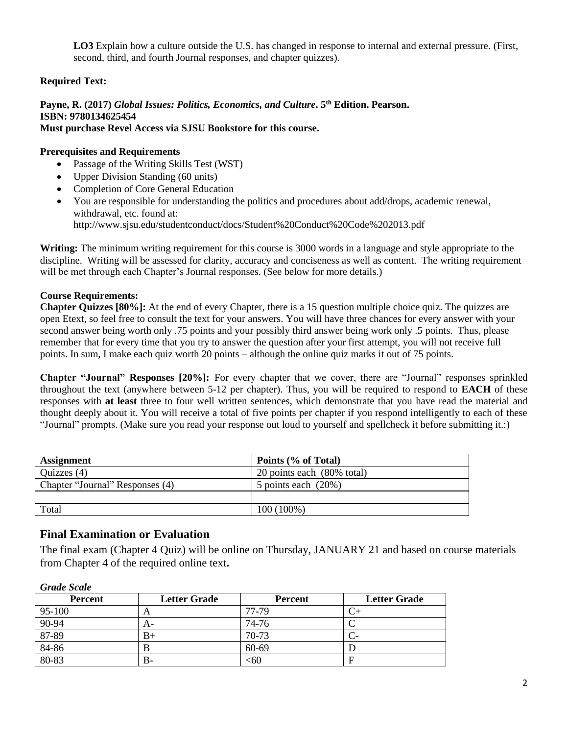**LO3** Explain how a culture outside the U.S. has changed in response to internal and external pressure. (First, second, third, and fourth Journal responses, and chapter quizzes).

**Required Text:**

**Payne, R. (2017)** ***Global Issues: Politics, Economics, and Culture*****. 5th Edition. Pearson.**
**ISBN: 9780134625454**
**Must purchase Revel Access via SJSU Bookstore for this course.**

**Prerequisites and Requirements**

- Passage of the Writing Skills Test (WST)
- Upper Division Standing (60 units)
- Completion of Core General Education
- You are responsible for understanding the politics and procedures about add/drops, academic renewal, withdrawal, etc. found at: http://www.sjsu.edu/studentconduct/docs/Student%20Conduct%20Code%202013.pdf

**Writing:** The minimum writing requirement for this course is 3000 words in a language and style appropriate to the discipline. Writing will be assessed for clarity, accuracy and conciseness as well as content. The writing requirement will be met through each Chapter's Journal responses. (See below for more details.)

**Course Requirements:**
**Chapter Quizzes [80%]:** At the end of every Chapter, there is a 15 question multiple choice quiz. The quizzes are open Etext, so feel free to consult the text for your answers. You will have three chances for every answer with your second answer being worth only .75 points and your possibly third answer being work only .5 points. Thus, please remember that for every time that you try to answer the question after your first attempt, you will not receive full points. In sum, I make each quiz worth 20 points – although the online quiz marks it out of 75 points.

**Chapter "Journal" Responses [20%]:** For every chapter that we cover, there are "Journal" responses sprinkled throughout the text (anywhere between 5-12 per chapter). Thus, you will be required to respond to **EACH** of these responses with **at least** three to four well written sentences, which demonstrate that you have read the material and thought deeply about it. You will receive a total of five points per chapter if you respond intelligently to each of these "Journal" prompts. (Make sure you read your response out loud to yourself and spellcheck it before submitting it.:)

| Assignment | Points (% of Total) |
|---|---|
| Quizzes (4) | 20 points each (80% total) |
| Chapter "Journal" Responses (4) | 5 points each (20%) |
| | |
| Total | 100 (100%) |

## Final Examination or Evaluation

The final exam (Chapter 4 Quiz) will be online on Thursday, JANUARY 21 and based on course materials from Chapter 4 of the required online text**.**

***Grade Scale***

| Percent | Letter Grade | Percent | Letter Grade |
|---|---|---|---|
| 95-100 | A | 77-79 | C+ |
| 90-94 | A- | 74-76 | C |
| 87-89 | B+ | 70-73 | C- |
| 84-86 | B | 60-69 | D |
| 80-83 | B- | <60 | F |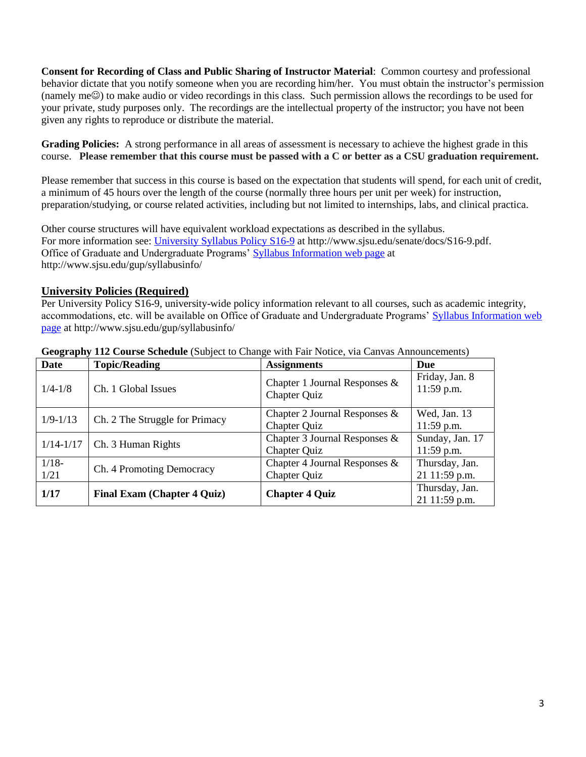**Consent for Recording of Class and Public Sharing of Instructor Material**: Common courtesy and professional behavior dictate that you notify someone when you are recording him/her. You must obtain the instructor's permission (namely me☺) to make audio or video recordings in this class. Such permission allows the recordings to be used for your private, study purposes only. The recordings are the intellectual property of the instructor; you have not been given any rights to reproduce or distribute the material.

**Grading Policies:** A strong performance in all areas of assessment is necessary to achieve the highest grade in this course. **Please remember that this course must be passed with a C or better as a CSU graduation requirement.**

Please remember that success in this course is based on the expectation that students will spend, for each unit of credit, a minimum of 45 hours over the length of the course (normally three hours per unit per week) for instruction, preparation/studying, or course related activities, including but not limited to internships, labs, and clinical practica.

Other course structures will have equivalent workload expectations as described in the syllabus.
For more information see: [University Syllabus Policy S16-9](http://www.sjsu.edu/senate/docs/S16-9.pdf) at http://www.sjsu.edu/senate/docs/S16-9.pdf.
Office of Graduate and Undergraduate Programs' [Syllabus Information web page](http://www.sjsu.edu/gup/syllabusinfo/) at http://www.sjsu.edu/gup/syllabusinfo/

## University Policies (Required)

Per University Policy S16-9, university-wide policy information relevant to all courses, such as academic integrity, accommodations, etc. will be available on Office of Graduate and Undergraduate Programs' [Syllabus Information web page](http://www.sjsu.edu/gup/syllabusinfo/) at http://www.sjsu.edu/gup/syllabusinfo/

**Geography 112 Course Schedule** (Subject to Change with Fair Notice, via Canvas Announcements)

| Date | Topic/Reading | Assignments | Due |
|---|---|---|---|
| 1/4-1/8 | Ch. 1 Global Issues | Chapter 1 Journal Responses & Chapter Quiz | Friday, Jan. 8 11:59 p.m. |
| 1/9-1/13 | Ch. 2 The Struggle for Primacy | Chapter 2 Journal Responses & Chapter Quiz | Wed, Jan. 13 11:59 p.m. |
| 1/14-1/17 | Ch. 3 Human Rights | Chapter 3 Journal Responses & Chapter Quiz | Sunday, Jan. 17 11:59 p.m. |
| 1/18-1/21 | Ch. 4 Promoting Democracy | Chapter 4 Journal Responses & Chapter Quiz | Thursday, Jan. 21 11:59 p.m. |
| **1/17** | **Final Exam (Chapter 4 Quiz)** | **Chapter 4 Quiz** | Thursday, Jan. 21 11:59 p.m. |